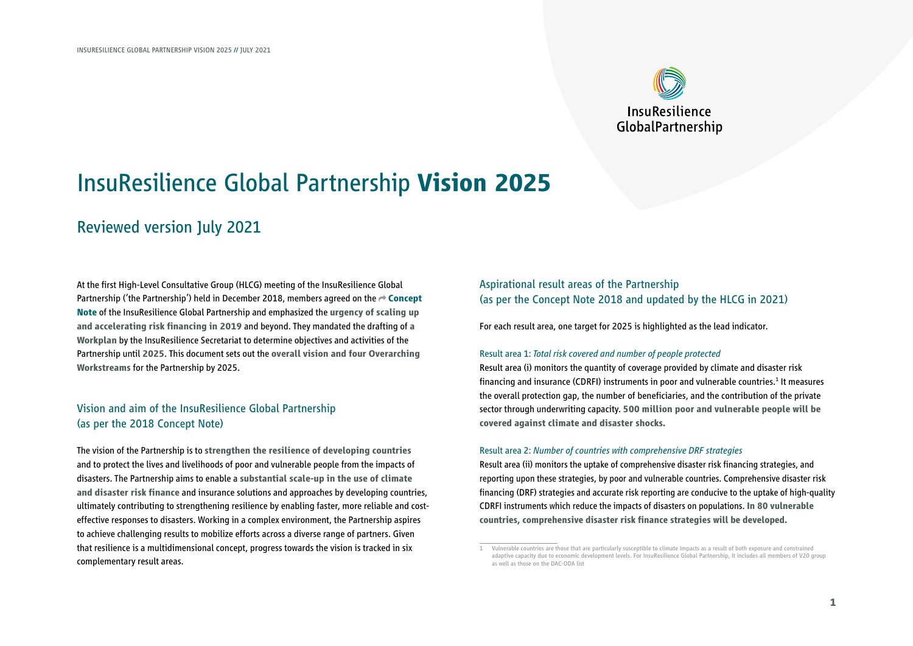# InsuResilience Global Partnership **Vision 2025**

## Reviewed version July 2021

At the first High-Level Consultative Group (HLCG) meeting of the InsuResilience Global Partnership ('the Partnership') held in December 2018, members agreed on the **Concept Note** of the InsuResilience Global Partnership and emphasized the **urgency of scaling up and accelerating risk financing in 2019** and beyond. They mandated the drafting of **a Workplan** by the InsuResilience Secretariat to determine objectives and activities of the Partnership until **2025**. This document sets out the **overall vision and four Overarching Workstreams** for the Partnership by 2025.

### Vision and aim of the InsuResilience Global Partnership (as per the 2018 Concept Note)

The vision of the Partnership is to **strengthen the resilience of developing countries** and to protect the lives and livelihoods of poor and vulnerable people from the impacts of disasters. The Partnership aims to enable a **substantial scale-up in the use of climate and disaster risk finance** and insurance solutions and approaches by developing countries, ultimately contributing to strengthening resilience by enabling faster, more reliable and cost-effective responses to disasters. Working in a complex environment, the Partnership aspires to achieve challenging results to mobilize efforts across a diverse range of partners. Given that resilience is a multidimensional concept, progress towards the vision is tracked in six complementary result areas.

### Aspirational result areas of the Partnership (as per the Concept Note 2018 and updated by the HLCG in 2021)

For each result area, one target for 2025 is highlighted as the lead indicator.

#### Result area 1: *Total risk covered and number of people protected*

Result area (i) monitors the quantity of coverage provided by climate and disaster risk financing and insurance (CDRFI) instruments in poor and vulnerable countries.[1] It measures the overall protection gap, the number of beneficiaries, and the contribution of the private sector through underwriting capacity. **500 million poor and vulnerable people will be covered against climate and disaster shocks.**

#### Result area 2: *Number of countries with comprehensive DRF strategies*

Result area (ii) monitors the uptake of comprehensive disaster risk financing strategies, and reporting upon these strategies, by poor and vulnerable countries. Comprehensive disaster risk financing (DRF) strategies and accurate risk reporting are conducive to the uptake of high-quality CDRFI instruments which reduce the impacts of disasters on populations. **In 80 vulnerable countries, comprehensive disaster risk finance strategies will be developed.**

[1] Vulnerable countries are those that are particularly susceptible to climate impacts as a result of both exposure and constrained adaptive capacity due to economic development levels. For InsuResilience Global Partnership, it includes all members of V20 group as well as those on the DAC-ODA list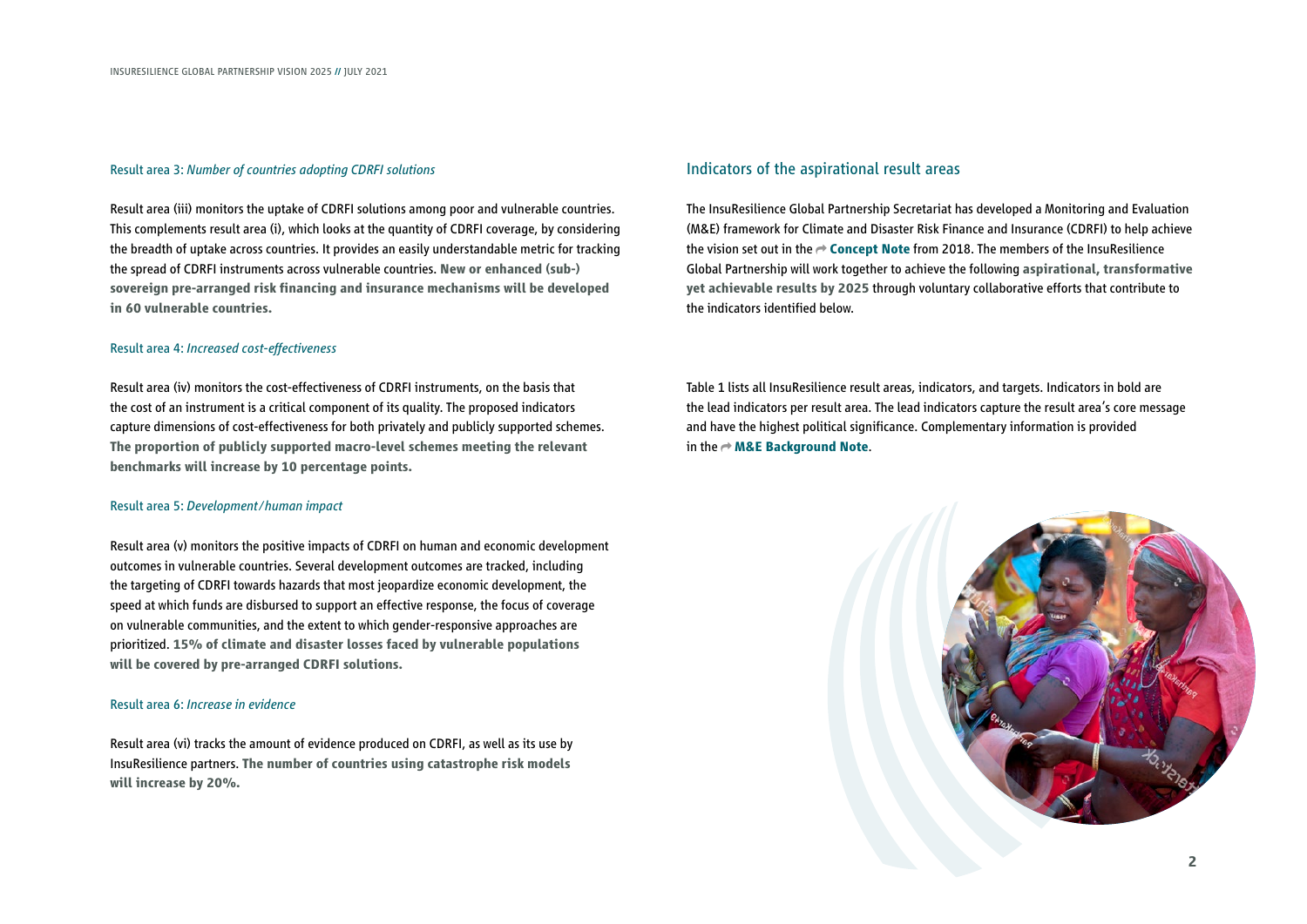### Result area 3: *Number of countries adopting CDRFI solutions*

Result area (iii) monitors the uptake of CDRFI solutions among poor and vulnerable countries. This complements result area (i), which looks at the quantity of CDRFI coverage, by considering the breadth of uptake across countries. It provides an easily understandable metric for tracking the spread of CDRFI instruments across vulnerable countries. **New or enhanced (sub-) sovereign pre-arranged risk financing and insurance mechanisms will be developed in 60 vulnerable countries.**

### Result area 4: *Increased cost-effectiveness*

Result area (iv) monitors the cost-effectiveness of CDRFI instruments, on the basis that the cost of an instrument is a critical component of its quality. The proposed indicators capture dimensions of cost-effectiveness for both privately and publicly supported schemes. **The proportion of publicly supported macro-level schemes meeting the relevant benchmarks will increase by 10 percentage points.**

### Result area 5: *Development/human impact*

Result area (v) monitors the positive impacts of CDRFI on human and economic development outcomes in vulnerable countries. Several development outcomes are tracked, including the targeting of CDRFI towards hazards that most jeopardize economic development, the speed at which funds are disbursed to support an effective response, the focus of coverage on vulnerable communities, and the extent to which gender-responsive approaches are prioritized. **15% of climate and disaster losses faced by vulnerable populations will be covered by pre-arranged CDRFI solutions.**

### Result area 6: *Increase in evidence*

Result area (vi) tracks the amount of evidence produced on CDRFI, as well as its use by InsuResilience partners. **The number of countries using catastrophe risk models will increase by 20%.**

## Indicators of the aspirational result areas

The InsuResilience Global Partnership Secretariat has developed a Monitoring and Evaluation (M&E) framework for Climate and Disaster Risk Finance and Insurance (CDRFI) to help achieve the vision set out in the **Concept Note** from 2018. The members of the InsuResilience Global Partnership will work together to achieve the following **aspirational, transformative yet achievable results by 2025** through voluntary collaborative efforts that contribute to the indicators identified below.

Table 1 lists all InsuResilience result areas, indicators, and targets. Indicators in bold are the lead indicators per result area. The lead indicators capture the result area's core message and have the highest political significance. Complementary information is provided in the **M&E Background Note**.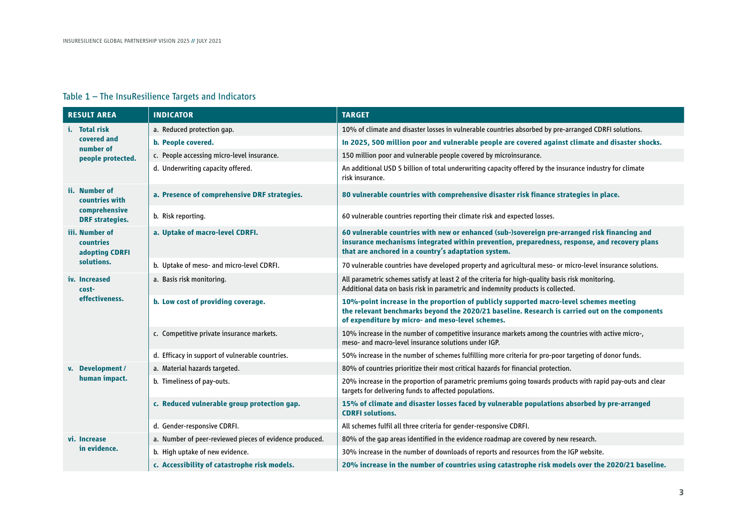## Table 1 – The InsuResilience Targets and Indicators

| RESULT AREA | INDICATOR | TARGET |
| --- | --- | --- |
| **i. Total risk covered and number of people protected.** | a. Reduced protection gap. | 10% of climate and disaster losses in vulnerable countries absorbed by pre-arranged CDRFI solutions. |
| | **b. People covered.** | **In 2025, 500 million poor and vulnerable people are covered against climate and disaster shocks.** |
| | c. People accessing micro-level insurance. | 150 million poor and vulnerable people covered by microinsurance. |
| | d. Underwriting capacity offered. | An additional USD 5 billion of total underwriting capacity offered by the insurance industry for climate risk insurance. |
| **ii. Number of countries with comprehensive DRF strategies.** | **a. Presence of comprehensive DRF strategies.** | **80 vulnerable countries with comprehensive disaster risk finance strategies in place.** |
| | b. Risk reporting. | 60 vulnerable countries reporting their climate risk and expected losses. |
| **iii. Number of countries adopting CDRFI solutions.** | **a. Uptake of macro-level CDRFI.** | **60 vulnerable countries with new or enhanced (sub-)sovereign pre-arranged risk financing and insurance mechanisms integrated within prevention, preparedness, response, and recovery plans that are anchored in a country's adaptation system.** |
| | b. Uptake of meso- and micro-level CDRFI. | 70 vulnerable countries have developed property and agricultural meso- or micro-level insurance solutions. |
| **iv. Increased cost-effectiveness.** | a. Basis risk monitoring. | All parametric schemes satisfy at least 2 of the criteria for high-quality basis risk monitoring. Additional data on basis risk in parametric and indemnity products is collected. |
| | **b. Low cost of providing coverage.** | **10%-point increase in the proportion of publicly supported macro-level schemes meeting the relevant benchmarks beyond the 2020/21 baseline. Research is carried out on the components of expenditure by micro- and meso-level schemes.** |
| | c. Competitive private insurance markets. | 10% increase in the number of competitive insurance markets among the countries with active micro-, meso- and macro-level insurance solutions under IGP. |
| | d. Efficacy in support of vulnerable countries. | 50% increase in the number of schemes fulfilling more criteria for pro-poor targeting of donor funds. |
| **v. Development / human impact.** | a. Material hazards targeted. | 80% of countries prioritize their most critical hazards for financial protection. |
| | b. Timeliness of pay-outs. | 20% increase in the proportion of parametric premiums going towards products with rapid pay-outs and clear targets for delivering funds to affected populations. |
| | **c. Reduced vulnerable group protection gap.** | **15% of climate and disaster losses faced by vulnerable populations absorbed by pre-arranged CDRFI solutions.** |
| | d. Gender-responsive CDRFI. | All schemes fulfil all three criteria for gender-responsive CDRFI. |
| **vi. Increase in evidence.** | a. Number of peer-reviewed pieces of evidence produced. | 80% of the gap areas identified in the evidence roadmap are covered by new research. |
| | b. High uptake of new evidence. | 30% increase in the number of downloads of reports and resources from the IGP website. |
| | **c. Accessibility of catastrophe risk models.** | **20% increase in the number of countries using catastrophe risk models over the 2020/21 baseline.** |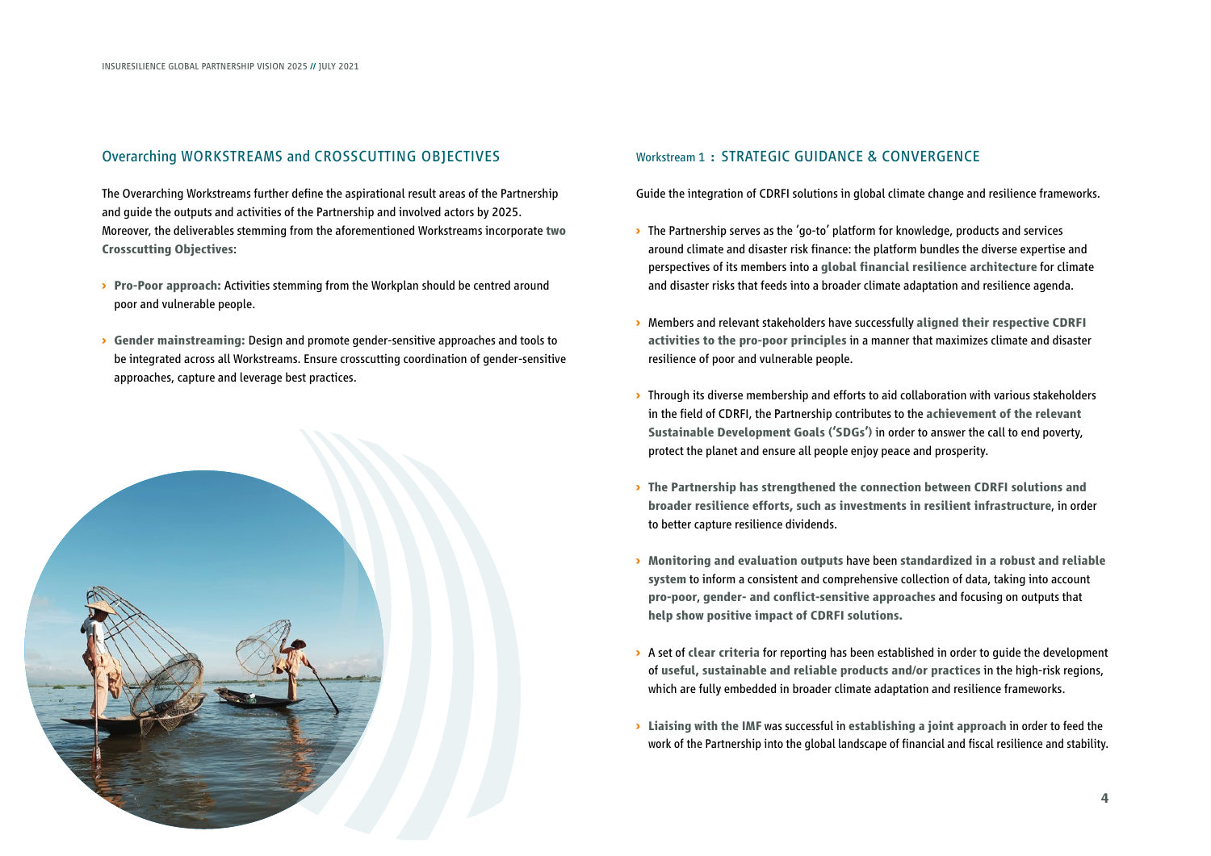## Overarching WORKSTREAMS and CROSSCUTTING OBJECTIVES

The Overarching Workstreams further define the aspirational result areas of the Partnership and guide the outputs and activities of the Partnership and involved actors by 2025. Moreover, the deliverables stemming from the aforementioned Workstreams incorporate **two Crosscutting Objectives**:

- **Pro-Poor approach:** Activities stemming from the Workplan should be centred around poor and vulnerable people.
- **Gender mainstreaming:** Design and promote gender-sensitive approaches and tools to be integrated across all Workstreams. Ensure crosscutting coordination of gender-sensitive approaches, capture and leverage best practices.

## Workstream 1 : STRATEGIC GUIDANCE & CONVERGENCE

Guide the integration of CDRFI solutions in global climate change and resilience frameworks.

- The Partnership serves as the 'go-to' platform for knowledge, products and services around climate and disaster risk finance: the platform bundles the diverse expertise and perspectives of its members into a **global financial resilience architecture** for climate and disaster risks that feeds into a broader climate adaptation and resilience agenda.
- Members and relevant stakeholders have successfully **aligned their respective CDRFI activities to the pro-poor principles** in a manner that maximizes climate and disaster resilience of poor and vulnerable people.
- Through its diverse membership and efforts to aid collaboration with various stakeholders in the field of CDRFI, the Partnership contributes to the **achievement of the relevant Sustainable Development Goals ('SDGs')** in order to answer the call to end poverty, protect the planet and ensure all people enjoy peace and prosperity.
- **The Partnership has strengthened the connection between CDRFI solutions and broader resilience efforts, such as investments in resilient infrastructure**, in order to better capture resilience dividends.
- **Monitoring and evaluation outputs** have been **standardized in a robust and reliable system** to inform a consistent and comprehensive collection of data, taking into account **pro-poor**, **gender- and conflict-sensitive approaches** and focusing on outputs that **help show positive impact of CDRFI solutions.**
- A set of **clear criteria** for reporting has been established in order to guide the development of **useful, sustainable and reliable products and/or practices** in the high-risk regions, which are fully embedded in broader climate adaptation and resilience frameworks.
- **Liaising with the IMF** was successful in **establishing a joint approach** in order to feed the work of the Partnership into the global landscape of financial and fiscal resilience and stability.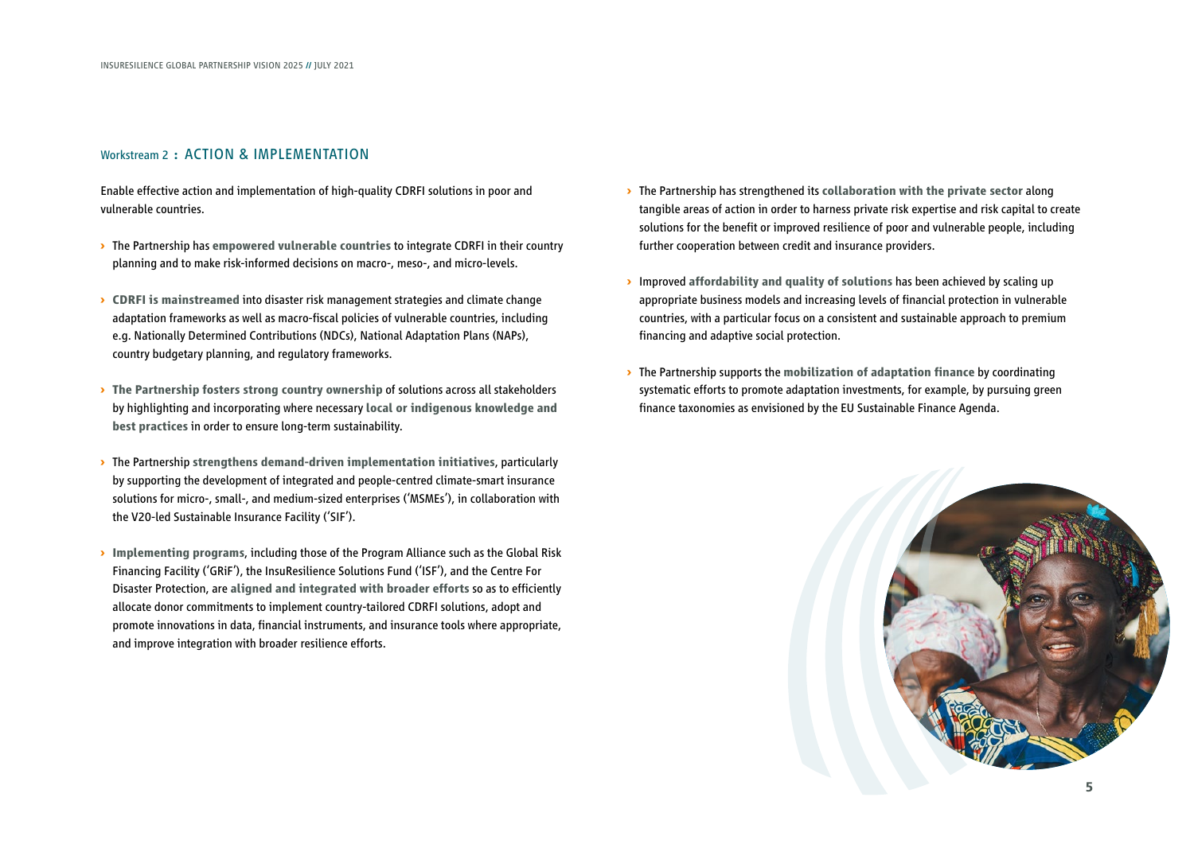## Workstream 2 : ACTION & IMPLEMENTATION

Enable effective action and implementation of high-quality CDRFI solutions in poor and vulnerable countries.

- The Partnership has **empowered vulnerable countries** to integrate CDRFI in their country planning and to make risk-informed decisions on macro-, meso-, and micro-levels.
- **CDRFI is mainstreamed** into disaster risk management strategies and climate change adaptation frameworks as well as macro-fiscal policies of vulnerable countries, including e.g. Nationally Determined Contributions (NDCs), National Adaptation Plans (NAPs), country budgetary planning, and regulatory frameworks.
- **The Partnership fosters strong country ownership** of solutions across all stakeholders by highlighting and incorporating where necessary **local or indigenous knowledge and best practices** in order to ensure long-term sustainability.
- The Partnership **strengthens demand-driven implementation initiatives**, particularly by supporting the development of integrated and people-centred climate-smart insurance solutions for micro-, small-, and medium-sized enterprises ('MSMEs'), in collaboration with the V20-led Sustainable Insurance Facility ('SIF').
- **Implementing programs**, including those of the Program Alliance such as the Global Risk Financing Facility ('GRiF'), the InsuResilience Solutions Fund ('ISF'), and the Centre For Disaster Protection, are **aligned and integrated with broader efforts** so as to efficiently allocate donor commitments to implement country-tailored CDRFI solutions, adopt and promote innovations in data, financial instruments, and insurance tools where appropriate, and improve integration with broader resilience efforts.
- The Partnership has strengthened its **collaboration with the private sector** along tangible areas of action in order to harness private risk expertise and risk capital to create solutions for the benefit or improved resilience of poor and vulnerable people, including further cooperation between credit and insurance providers.
- Improved **affordability and quality of solutions** has been achieved by scaling up appropriate business models and increasing levels of financial protection in vulnerable countries, with a particular focus on a consistent and sustainable approach to premium financing and adaptive social protection.
- The Partnership supports the **mobilization of adaptation finance** by coordinating systematic efforts to promote adaptation investments, for example, by pursuing green finance taxonomies as envisioned by the EU Sustainable Finance Agenda.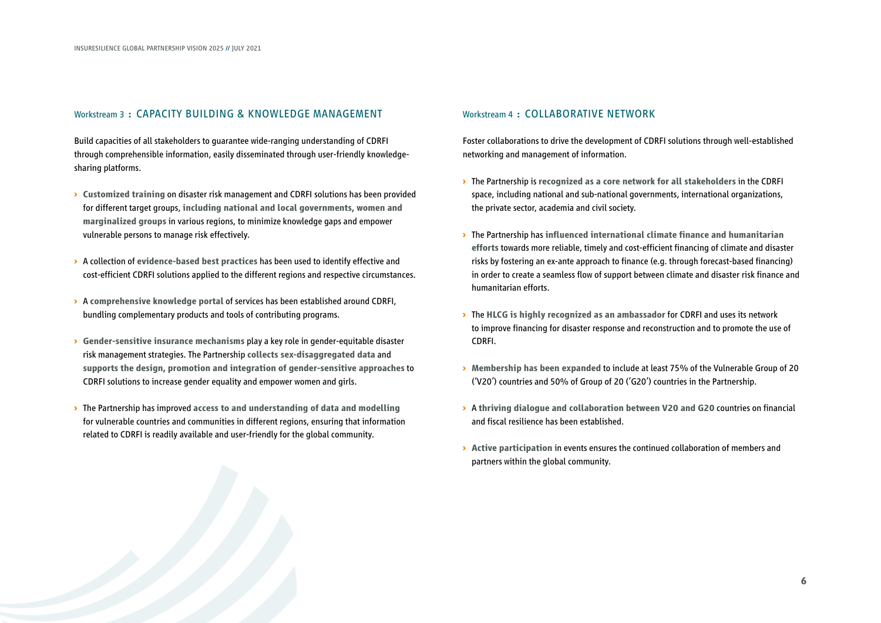## Workstream 3 : CAPACITY BUILDING & KNOWLEDGE MANAGEMENT

Build capacities of all stakeholders to guarantee wide-ranging understanding of CDRFI through comprehensible information, easily disseminated through user-friendly knowledge-sharing platforms.

- **Customized training** on disaster risk management and CDRFI solutions has been provided for different target groups, **including national and local governments, women and marginalized groups** in various regions, to minimize knowledge gaps and empower vulnerable persons to manage risk effectively.
- A collection of **evidence-based best practices** has been used to identify effective and cost-efficient CDRFI solutions applied to the different regions and respective circumstances.
- A **comprehensive knowledge portal** of services has been established around CDRFI, bundling complementary products and tools of contributing programs.
- **Gender-sensitive insurance mechanisms** play a key role in gender-equitable disaster risk management strategies. The Partnership **collects sex-disaggregated data** and **supports the design, promotion and integration of gender-sensitive approaches** to CDRFI solutions to increase gender equality and empower women and girls.
- The Partnership has improved **access to and understanding of data and modelling** for vulnerable countries and communities in different regions, ensuring that information related to CDRFI is readily available and user-friendly for the global community.

## Workstream 4 : COLLABORATIVE NETWORK

Foster collaborations to drive the development of CDRFI solutions through well-established networking and management of information.

- The Partnership is **recognized as a core network for all stakeholders** in the CDRFI space, including national and sub-national governments, international organizations, the private sector, academia and civil society.
- The Partnership has **influenced international climate finance and humanitarian efforts** towards more reliable, timely and cost-efficient financing of climate and disaster risks by fostering an ex-ante approach to finance (e.g. through forecast-based financing) in order to create a seamless flow of support between climate and disaster risk finance and humanitarian efforts.
- The **HLCG is highly recognized as an ambassador** for CDRFI and uses its network to improve financing for disaster response and reconstruction and to promote the use of CDRFI.
- **Membership has been expanded** to include at least 75% of the Vulnerable Group of 20 ('V20') countries and 50% of Group of 20 ('G20') countries in the Partnership.
- A **thriving dialogue and collaboration between V20 and G20** countries on financial and fiscal resilience has been established.
- **Active participation** in events ensures the continued collaboration of members and partners within the global community.